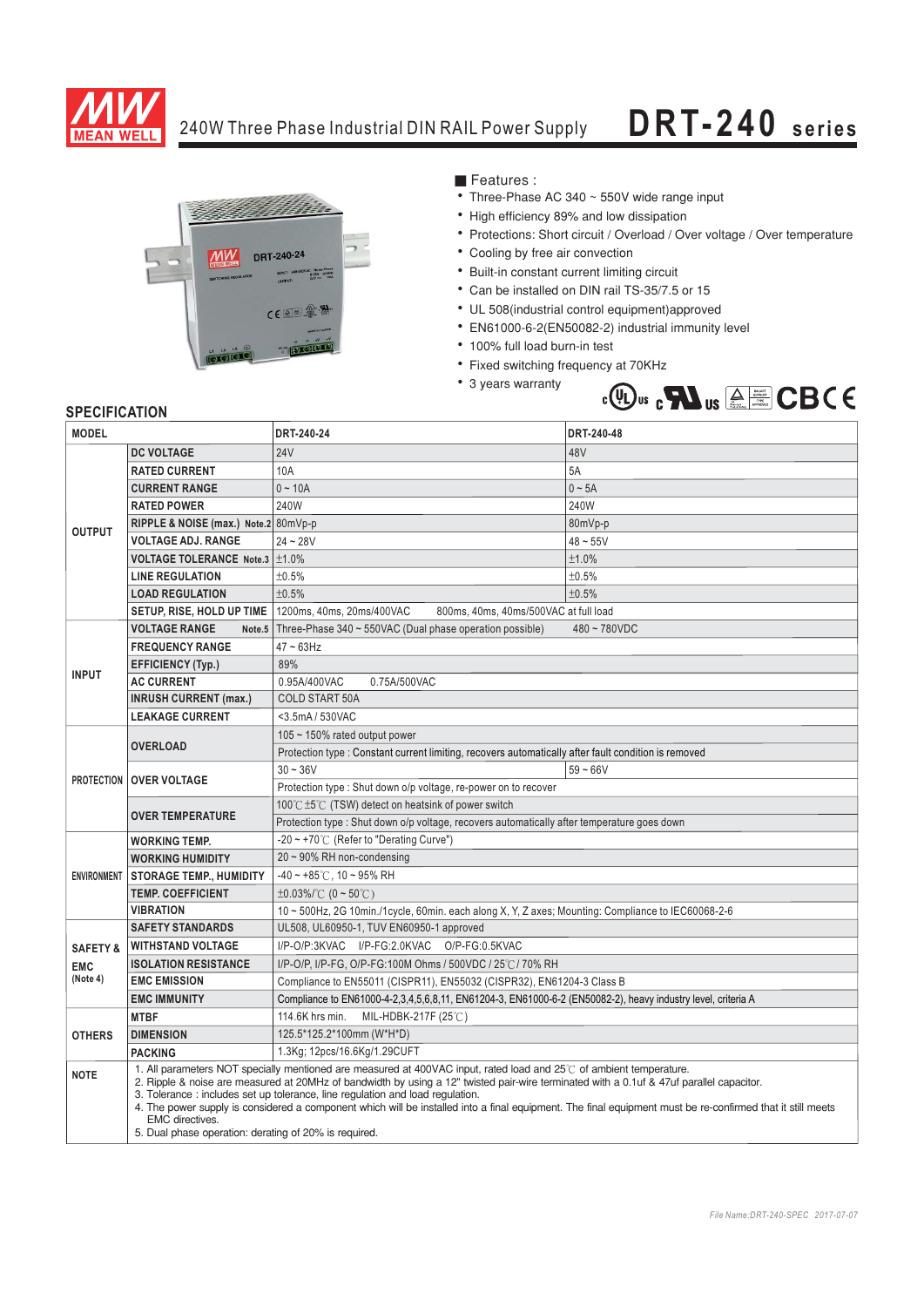# 240W Three Phase Industrial DIN RAIL Power Supply — DRT-240 series

## Features :

- Three-Phase AC 340 ~ 550V wide range input
- High efficiency 89% and low dissipation
- Protections: Short circuit / Overload / Over voltage / Over temperature
- Cooling by free air convection
- Built-in constant current limiting circuit
- Can be installed on DIN rail TS-35/7.5 or 15
- UL 508(industrial control equipment)approved
- EN61000-6-2(EN50082-2) industrial immunity level
- 100% full load burn-in test
- Fixed switching frequency at 70KHz
- 3 years warranty

## SPECIFICATION

| MODEL | | DRT-240-24 | DRT-240-48 |
|---|---|---|---|
| OUTPUT | DC VOLTAGE | 24V | 48V |
| | RATED CURRENT | 10A | 5A |
| | CURRENT RANGE | 0 ~ 10A | 0 ~ 5A |
| | RATED POWER | 240W | 240W |
| | RIPPLE & NOISE (max.) Note.2 | 80mVp-p | 80mVp-p |
| | VOLTAGE ADJ. RANGE | 24 ~ 28V | 48 ~ 55V |
| | VOLTAGE TOLERANCE Note.3 | ±1.0% | ±1.0% |
| | LINE REGULATION | ±0.5% | ±0.5% |
| | LOAD REGULATION | ±0.5% | ±0.5% |
| | SETUP, RISE, HOLD UP TIME | 1200ms, 40ms, 20ms/400VAC 800ms, 40ms, 40ms/500VAC at full load | |
| INPUT | VOLTAGE RANGE Note.5 | Three-Phase 340 ~ 550VAC (Dual phase operation possible) 480 ~ 780VDC | |
| | FREQUENCY RANGE | 47 ~ 63Hz | |
| | EFFICIENCY (Typ.) | 89% | |
| | AC CURRENT | 0.95A/400VAC 0.75A/500VAC | |
| | INRUSH CURRENT (max.) | COLD START 50A | |
| | LEAKAGE CURRENT | <3.5mA / 530VAC | |
| PROTECTION | OVERLOAD | 105 ~ 150% rated output power | |
| | | Protection type : Constant current limiting, recovers automatically after fault condition is removed | |
| | OVER VOLTAGE | 30 ~ 36V | 59 ~ 66V |
| | | Protection type : Shut down o/p voltage, re-power on to recover | |
| | OVER TEMPERATURE | 100℃±5℃ (TSW) detect on heatsink of power switch | |
| | | Protection type : Shut down o/p voltage, recovers automatically after temperature goes down | |
| ENVIRONMENT | WORKING TEMP. | -20 ~ +70℃ (Refer to "Derating Curve") | |
| | WORKING HUMIDITY | 20 ~ 90% RH non-condensing | |
| | STORAGE TEMP., HUMIDITY | -40 ~ +85℃, 10 ~ 95% RH | |
| | TEMP. COEFFICIENT | ±0.03%/℃ (0 ~ 50℃) | |
| | VIBRATION | 10 ~ 500Hz, 2G 10min./1cycle, 60min. each along X, Y, Z axes; Mounting: Compliance to IEC60068-2-6 | |
| SAFETY & EMC (Note 4) | SAFETY STANDARDS | UL508, UL60950-1, TUV EN60950-1 approved | |
| | WITHSTAND VOLTAGE | I/P-O/P:3KVAC I/P-FG:2.0KVAC O/P-FG:0.5KVAC | |
| | ISOLATION RESISTANCE | I/P-O/P, I/P-FG, O/P-FG:100M Ohms / 500VDC / 25℃/ 70% RH | |
| | EMC EMISSION | Compliance to EN55011 (CISPR11), EN55032 (CISPR32), EN61204-3 Class B | |
| | EMC IMMUNITY | Compliance to EN61000-4-2,3,4,5,6,8,11, EN61204-3, EN61000-6-2 (EN50082-2), heavy industry level, criteria A | |
| OTHERS | MTBF | 114.6K hrs min. MIL-HDBK-217F (25℃) | |
| | DIMENSION | 125.5*125.2*100mm (W*H*D) | |
| | PACKING | 1.3Kg; 12pcs/16.6Kg/1.29CUFT | |

**NOTE**

1. All parameters NOT specially mentioned are measured at 400VAC input, rated load and 25℃ of ambient temperature.
2. Ripple & noise are measured at 20MHz of bandwidth by using a 12" twisted pair-wire terminated with a 0.1uf & 47uf parallel capacitor.
3. Tolerance : includes set up tolerance, line regulation and load regulation.
4. The power supply is considered a component which will be installed into a final equipment. The final equipment must be re-confirmed that it still meets EMC directives.
5. Dual phase operation: derating of 20% is required.

*File Name:DRT-240-SPEC 2017-07-07*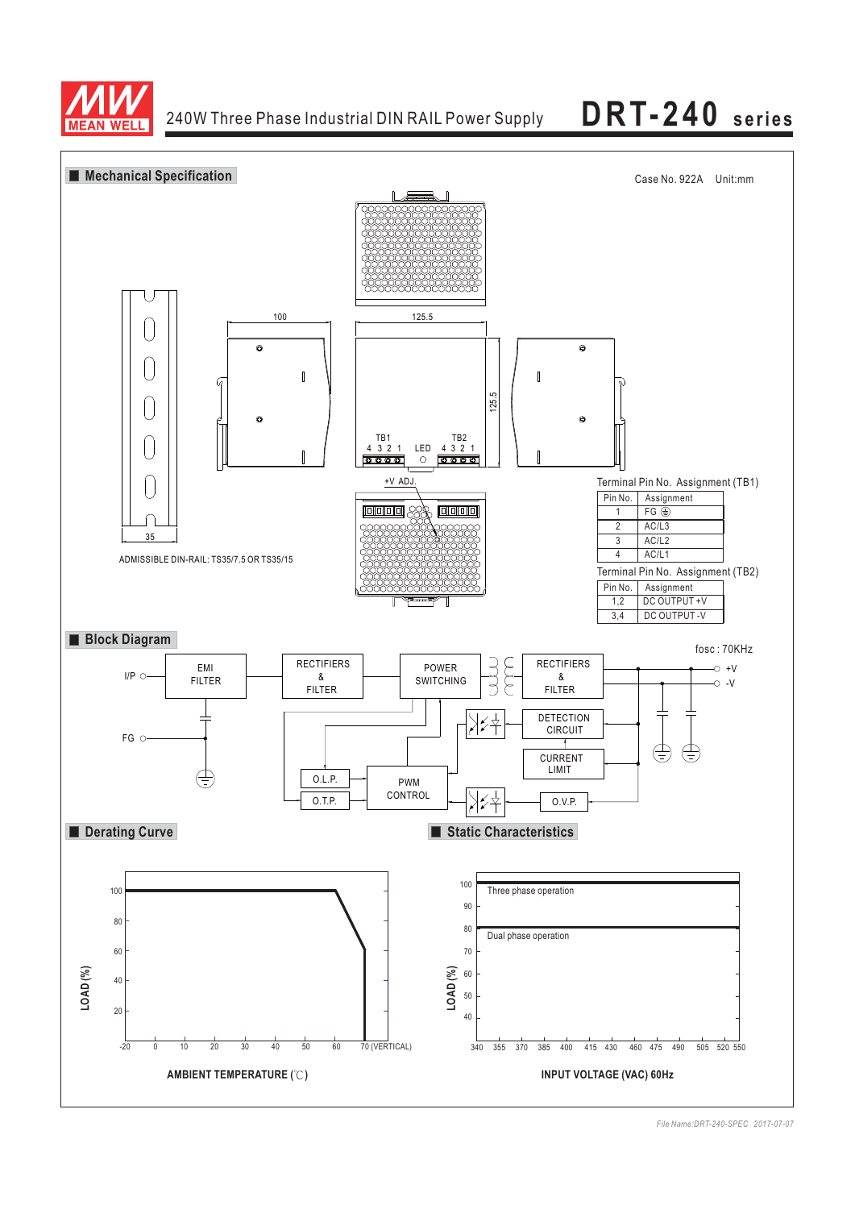240W Three Phase Industrial DIN RAIL Power Supply **DRT-240 series**

## Mechanical Specification

Case No. 922A Unit:mm

100

125.5

125.5

TB1
4 3 2 1

LED

TB2
4 3 2 1

+V ADJ.

35

ADMISSIBLE DIN-RAIL: TS35/7.5 OR TS35/15

Terminal Pin No. Assignment (TB1)

| Pin No. | Assignment |
|---|---|
| 1 | FG ⏚ |
| 2 | AC/L3 |
| 3 | AC/L2 |
| 4 | AC/L1 |

Terminal Pin No. Assignment (TB2)

| Pin No. | Assignment |
|---|---|
| 1,2 | DC OUTPUT +V |
| 3,4 | DC OUTPUT -V |

## Block Diagram

fosc : 70KHz

I/P

FG

EMI FILTER

RECTIFIERS & FILTER

POWER SWITCHING

RECTIFIERS & FILTER

+V

-V

DETECTION CIRCUIT

CURRENT LIMIT

O.L.P.

O.T.P.

PWM CONTROL

O.V.P.

## Derating Curve

LOAD (%)

100
80
60
40
20

-20 0 10 20 30 40 50 60 70 (VERTICAL)

AMBIENT TEMPERATURE (℃)

## Static Characteristics

LOAD (%)

100
90
80
70
60
50
40

Three phase operation

Dual phase operation

340 355 370 385 400 415 430 460 475 490 505 520 550

INPUT VOLTAGE (VAC) 60Hz

*File Name:DRT-240-SPEC 2017-07-07*